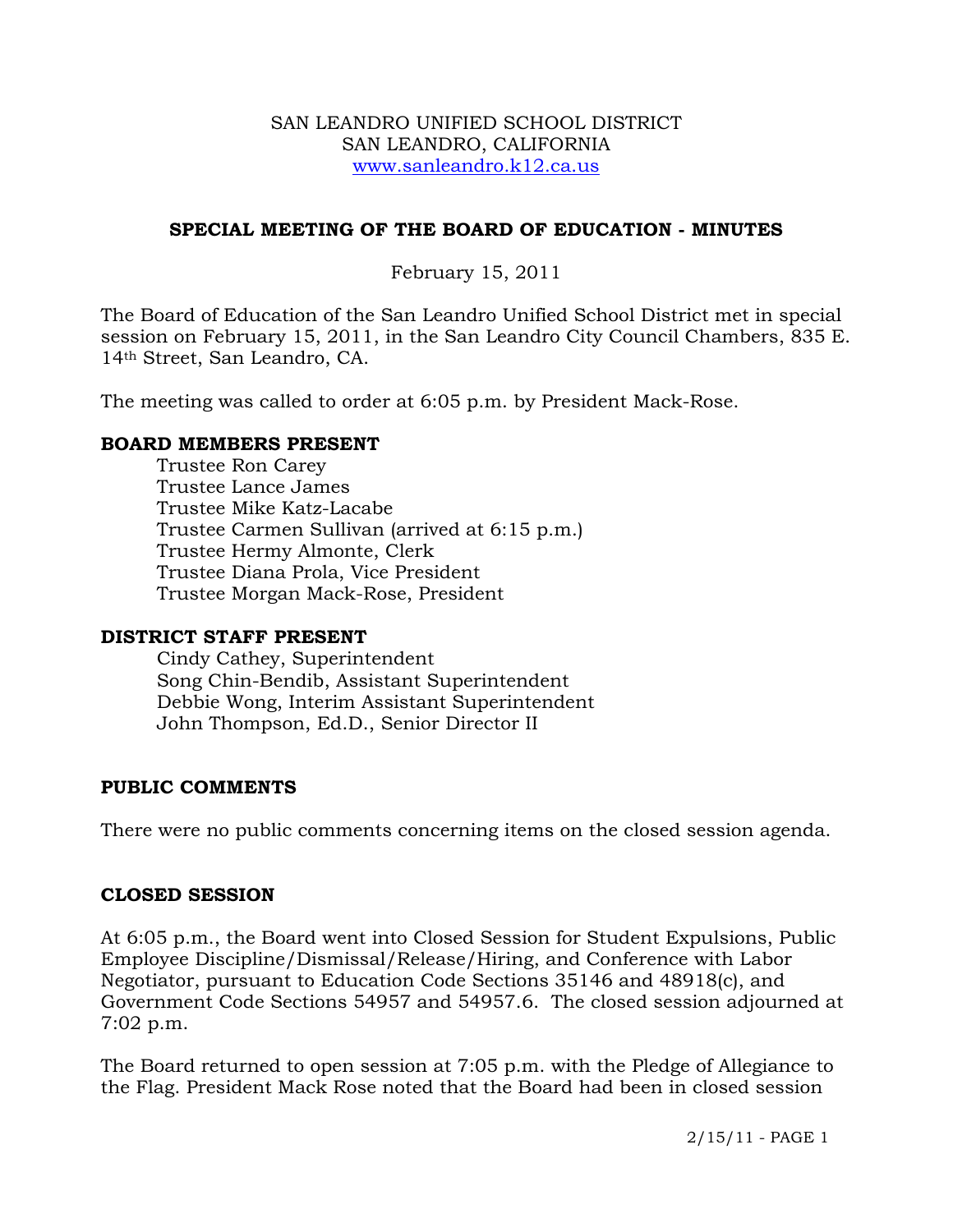SAN LEANDRO UNIFIED SCHOOL DISTRICT
SAN LEANDRO, CALIFORNIA
www.sanleandro.k12.ca.us

## SPECIAL MEETING OF THE BOARD OF EDUCATION - MINUTES

February 15, 2011

The Board of Education of the San Leandro Unified School District met in special session on February 15, 2011, in the San Leandro City Council Chambers, 835 E. 14th Street, San Leandro, CA.

The meeting was called to order at 6:05 p.m. by President Mack-Rose.

### BOARD MEMBERS PRESENT

Trustee Ron Carey
Trustee Lance James
Trustee Mike Katz-Lacabe
Trustee Carmen Sullivan (arrived at 6:15 p.m.)
Trustee Hermy Almonte, Clerk
Trustee Diana Prola, Vice President
Trustee Morgan Mack-Rose, President

### DISTRICT STAFF PRESENT

Cindy Cathey, Superintendent
Song Chin-Bendib, Assistant Superintendent
Debbie Wong, Interim Assistant Superintendent
John Thompson, Ed.D., Senior Director II

### PUBLIC COMMENTS

There were no public comments concerning items on the closed session agenda.

### CLOSED SESSION

At 6:05 p.m., the Board went into Closed Session for Student Expulsions, Public Employee Discipline/Dismissal/Release/Hiring, and Conference with Labor Negotiator, pursuant to Education Code Sections 35146 and 48918(c), and Government Code Sections 54957 and 54957.6. The closed session adjourned at 7:02 p.m.

The Board returned to open session at 7:05 p.m. with the Pledge of Allegiance to the Flag. President Mack Rose noted that the Board had been in closed session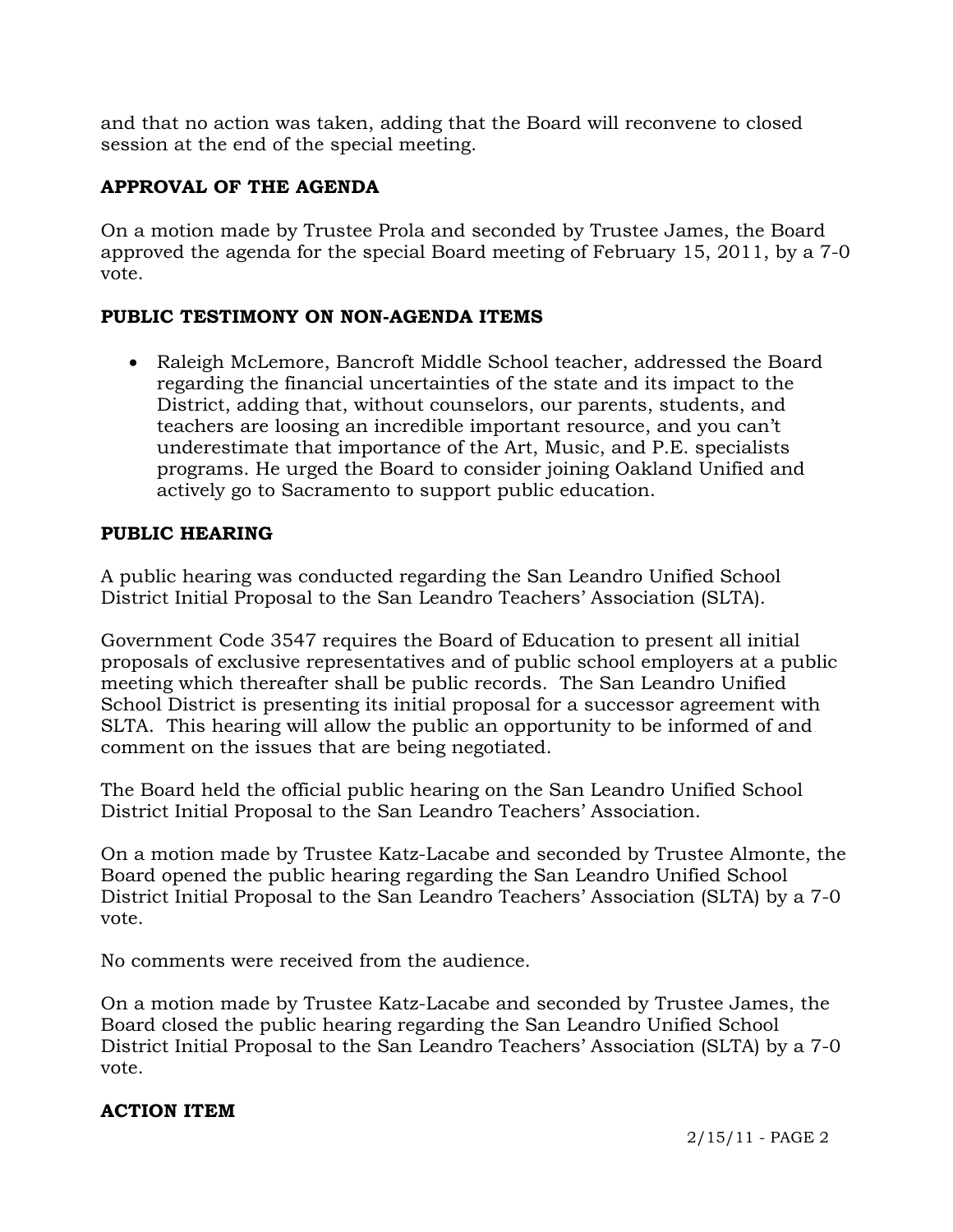and that no action was taken, adding that the Board will reconvene to closed session at the end of the special meeting.

## APPROVAL OF THE AGENDA

On a motion made by Trustee Prola and seconded by Trustee James, the Board approved the agenda for the special Board meeting of February 15, 2011, by a 7-0 vote.

## PUBLIC TESTIMONY ON NON-AGENDA ITEMS

- Raleigh McLemore, Bancroft Middle School teacher, addressed the Board regarding the financial uncertainties of the state and its impact to the District, adding that, without counselors, our parents, students, and teachers are loosing an incredible important resource, and you can't underestimate that importance of the Art, Music, and P.E. specialists programs. He urged the Board to consider joining Oakland Unified and actively go to Sacramento to support public education.

## PUBLIC HEARING

A public hearing was conducted regarding the San Leandro Unified School District Initial Proposal to the San Leandro Teachers' Association (SLTA).

Government Code 3547 requires the Board of Education to present all initial proposals of exclusive representatives and of public school employers at a public meeting which thereafter shall be public records. The San Leandro Unified School District is presenting its initial proposal for a successor agreement with SLTA. This hearing will allow the public an opportunity to be informed of and comment on the issues that are being negotiated.

The Board held the official public hearing on the San Leandro Unified School District Initial Proposal to the San Leandro Teachers' Association.

On a motion made by Trustee Katz-Lacabe and seconded by Trustee Almonte, the Board opened the public hearing regarding the San Leandro Unified School District Initial Proposal to the San Leandro Teachers' Association (SLTA) by a 7-0 vote.

No comments were received from the audience.

On a motion made by Trustee Katz-Lacabe and seconded by Trustee James, the Board closed the public hearing regarding the San Leandro Unified School District Initial Proposal to the San Leandro Teachers' Association (SLTA) by a 7-0 vote.

## ACTION ITEM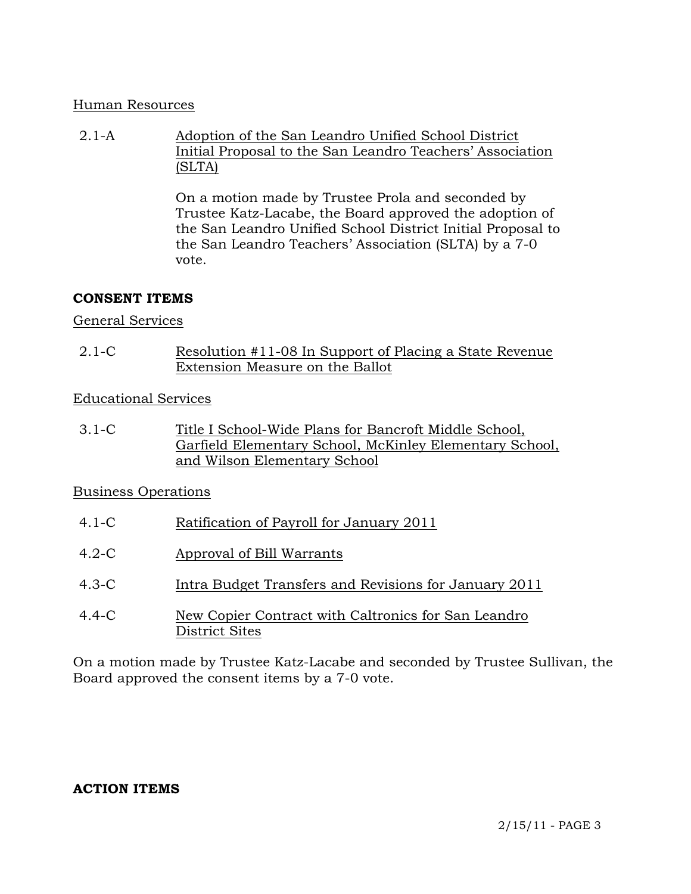Human Resources

2.1-A Adoption of the San Leandro Unified School District Initial Proposal to the San Leandro Teachers' Association (SLTA)

On a motion made by Trustee Prola and seconded by Trustee Katz-Lacabe, the Board approved the adoption of the San Leandro Unified School District Initial Proposal to the San Leandro Teachers' Association (SLTA) by a 7-0 vote.

**CONSENT ITEMS**

General Services

2.1-C Resolution #11-08 In Support of Placing a State Revenue Extension Measure on the Ballot

Educational Services

3.1-C Title I School-Wide Plans for Bancroft Middle School, Garfield Elementary School, McKinley Elementary School, and Wilson Elementary School

Business Operations

4.1-C Ratification of Payroll for January 2011

4.2-C Approval of Bill Warrants

4.3-C Intra Budget Transfers and Revisions for January 2011

4.4-C New Copier Contract with Caltronics for San Leandro District Sites

On a motion made by Trustee Katz-Lacabe and seconded by Trustee Sullivan, the Board approved the consent items by a 7-0 vote.

**ACTION ITEMS**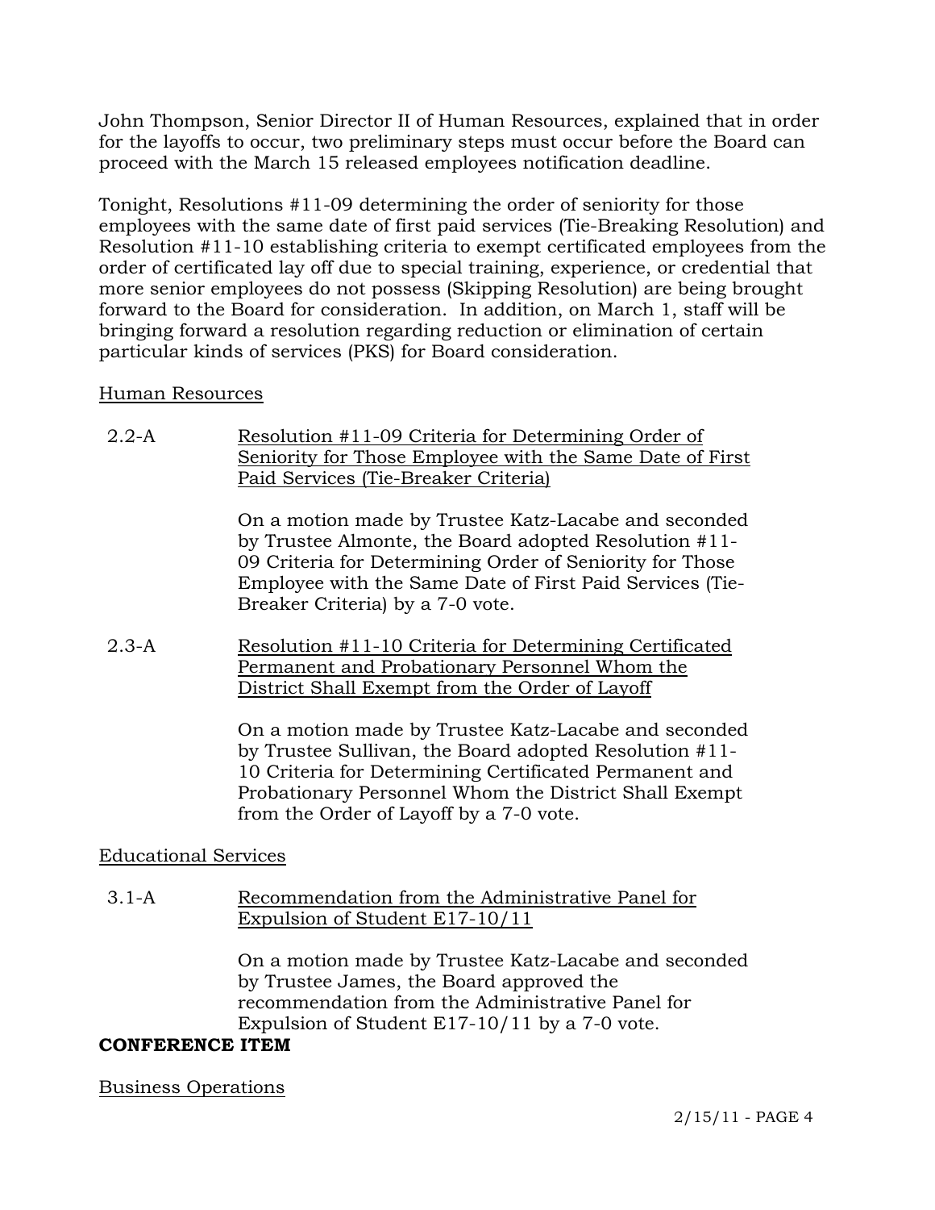John Thompson, Senior Director II of Human Resources, explained that in order for the layoffs to occur, two preliminary steps must occur before the Board can proceed with the March 15 released employees notification deadline.

Tonight, Resolutions #11-09 determining the order of seniority for those employees with the same date of first paid services (Tie-Breaking Resolution) and Resolution #11-10 establishing criteria to exempt certificated employees from the order of certificated lay off due to special training, experience, or credential that more senior employees do not possess (Skipping Resolution) are being brought forward to the Board for consideration. In addition, on March 1, staff will be bringing forward a resolution regarding reduction or elimination of certain particular kinds of services (PKS) for Board consideration.

<u>Human Resources</u>

2.2-A <u>Resolution #11-09 Criteria for Determining Order of Seniority for Those Employee with the Same Date of First Paid Services (Tie-Breaker Criteria)</u>

On a motion made by Trustee Katz-Lacabe and seconded by Trustee Almonte, the Board adopted Resolution #11-09 Criteria for Determining Order of Seniority for Those Employee with the Same Date of First Paid Services (Tie-Breaker Criteria) by a 7-0 vote.

2.3-A <u>Resolution #11-10 Criteria for Determining Certificated Permanent and Probationary Personnel Whom the District Shall Exempt from the Order of Layoff</u>

On a motion made by Trustee Katz-Lacabe and seconded by Trustee Sullivan, the Board adopted Resolution #11-10 Criteria for Determining Certificated Permanent and Probationary Personnel Whom the District Shall Exempt from the Order of Layoff by a 7-0 vote.

<u>Educational Services</u>

3.1-A <u>Recommendation from the Administrative Panel for Expulsion of Student E17-10/11</u>

On a motion made by Trustee Katz-Lacabe and seconded by Trustee James, the Board approved the recommendation from the Administrative Panel for Expulsion of Student E17-10/11 by a 7-0 vote.

**CONFERENCE ITEM**

<u>Business Operations</u>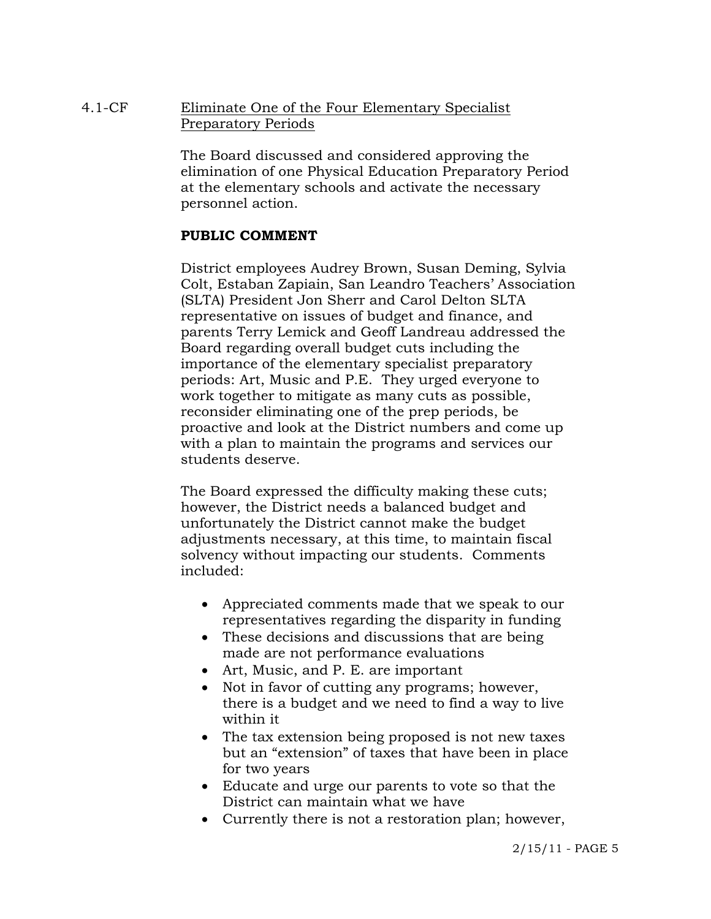4.1-CF <u>Eliminate One of the Four Elementary Specialist Preparatory Periods</u>

The Board discussed and considered approving the elimination of one Physical Education Preparatory Period at the elementary schools and activate the necessary personnel action.

**PUBLIC COMMENT**

District employees Audrey Brown, Susan Deming, Sylvia Colt, Estaban Zapiain, San Leandro Teachers' Association (SLTA) President Jon Sherr and Carol Delton SLTA representative on issues of budget and finance, and parents Terry Lemick and Geoff Landreau addressed the Board regarding overall budget cuts including the importance of the elementary specialist preparatory periods: Art, Music and P.E. They urged everyone to work together to mitigate as many cuts as possible, reconsider eliminating one of the prep periods, be proactive and look at the District numbers and come up with a plan to maintain the programs and services our students deserve.

The Board expressed the difficulty making these cuts; however, the District needs a balanced budget and unfortunately the District cannot make the budget adjustments necessary, at this time, to maintain fiscal solvency without impacting our students. Comments included:

- Appreciated comments made that we speak to our representatives regarding the disparity in funding
- These decisions and discussions that are being made are not performance evaluations
- Art, Music, and P. E. are important
- Not in favor of cutting any programs; however, there is a budget and we need to find a way to live within it
- The tax extension being proposed is not new taxes but an "extension" of taxes that have been in place for two years
- Educate and urge our parents to vote so that the District can maintain what we have
- Currently there is not a restoration plan; however,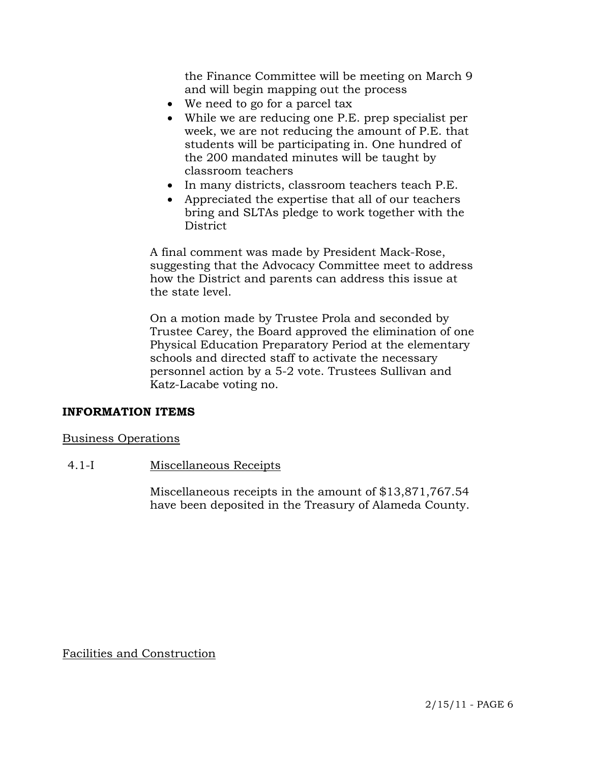the Finance Committee will be meeting on March 9 and will begin mapping out the process

- We need to go for a parcel tax
- While we are reducing one P.E. prep specialist per week, we are not reducing the amount of P.E. that students will be participating in. One hundred of the 200 mandated minutes will be taught by classroom teachers
- In many districts, classroom teachers teach P.E.
- Appreciated the expertise that all of our teachers bring and SLTAs pledge to work together with the District

A final comment was made by President Mack-Rose, suggesting that the Advocacy Committee meet to address how the District and parents can address this issue at the state level.

On a motion made by Trustee Prola and seconded by Trustee Carey, the Board approved the elimination of one Physical Education Preparatory Period at the elementary schools and directed staff to activate the necessary personnel action by a 5-2 vote. Trustees Sullivan and Katz-Lacabe voting no.

## INFORMATION ITEMS

Business Operations

4.1-I Miscellaneous Receipts

Miscellaneous receipts in the amount of $13,871,767.54 have been deposited in the Treasury of Alameda County.

Facilities and Construction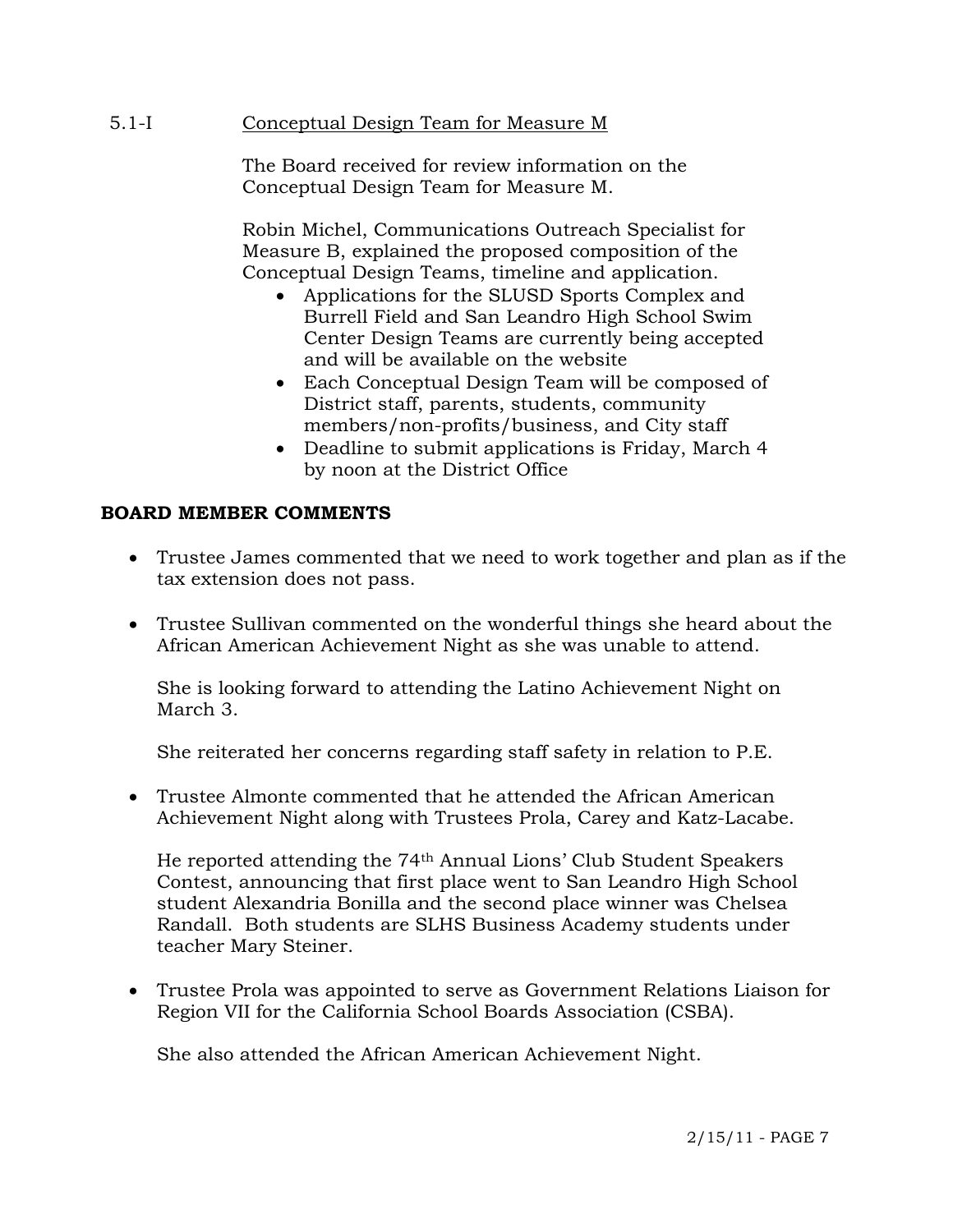5.1-I Conceptual Design Team for Measure M

The Board received for review information on the Conceptual Design Team for Measure M.

Robin Michel, Communications Outreach Specialist for Measure B, explained the proposed composition of the Conceptual Design Teams, timeline and application.

- Applications for the SLUSD Sports Complex and Burrell Field and San Leandro High School Swim Center Design Teams are currently being accepted and will be available on the website
- Each Conceptual Design Team will be composed of District staff, parents, students, community members/non-profits/business, and City staff
- Deadline to submit applications is Friday, March 4 by noon at the District Office

**BOARD MEMBER COMMENTS**

- Trustee James commented that we need to work together and plan as if the tax extension does not pass.

- Trustee Sullivan commented on the wonderful things she heard about the African American Achievement Night as she was unable to attend.

  She is looking forward to attending the Latino Achievement Night on March 3.

  She reiterated her concerns regarding staff safety in relation to P.E.

- Trustee Almonte commented that he attended the African American Achievement Night along with Trustees Prola, Carey and Katz-Lacabe.

  He reported attending the 74th Annual Lions' Club Student Speakers Contest, announcing that first place went to San Leandro High School student Alexandria Bonilla and the second place winner was Chelsea Randall. Both students are SLHS Business Academy students under teacher Mary Steiner.

- Trustee Prola was appointed to serve as Government Relations Liaison for Region VII for the California School Boards Association (CSBA).

  She also attended the African American Achievement Night.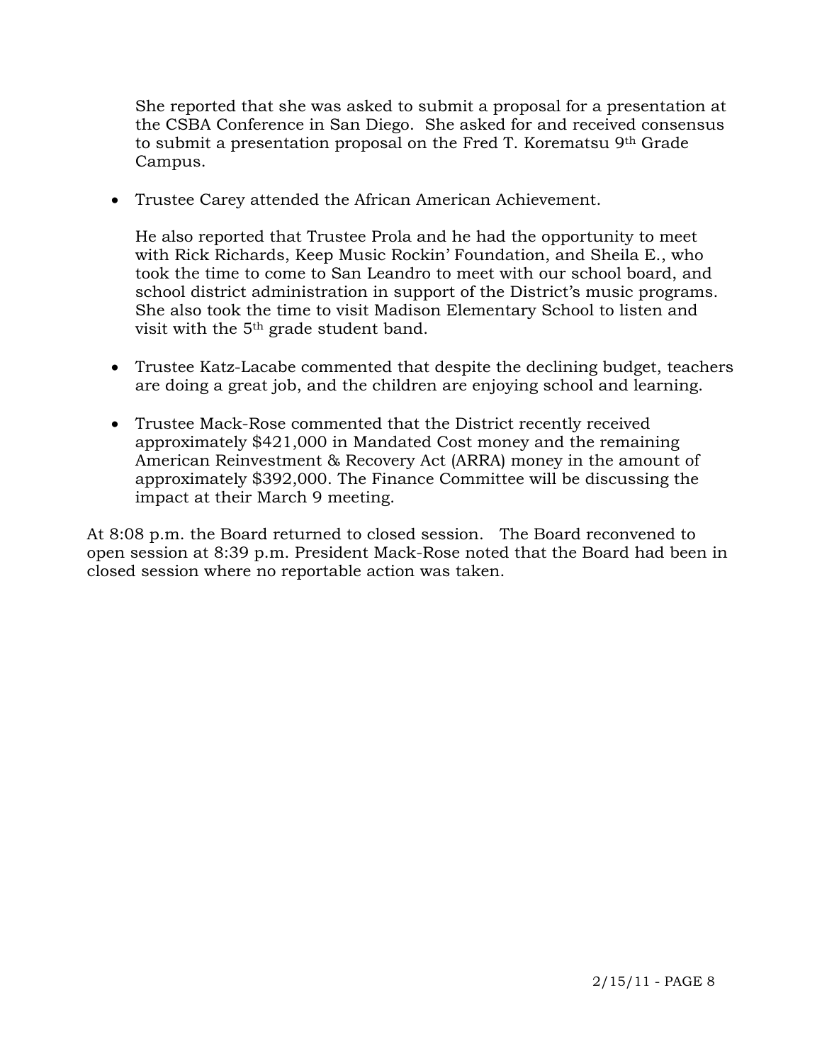She reported that she was asked to submit a proposal for a presentation at the CSBA Conference in San Diego. She asked for and received consensus to submit a presentation proposal on the Fred T. Korematsu 9th Grade Campus.

- Trustee Carey attended the African American Achievement.

  He also reported that Trustee Prola and he had the opportunity to meet with Rick Richards, Keep Music Rockin' Foundation, and Sheila E., who took the time to come to San Leandro to meet with our school board, and school district administration in support of the District's music programs. She also took the time to visit Madison Elementary School to listen and visit with the 5th grade student band.

- Trustee Katz-Lacabe commented that despite the declining budget, teachers are doing a great job, and the children are enjoying school and learning.

- Trustee Mack-Rose commented that the District recently received approximately $421,000 in Mandated Cost money and the remaining American Reinvestment & Recovery Act (ARRA) money in the amount of approximately $392,000. The Finance Committee will be discussing the impact at their March 9 meeting.

At 8:08 p.m. the Board returned to closed session. The Board reconvened to open session at 8:39 p.m. President Mack-Rose noted that the Board had been in closed session where no reportable action was taken.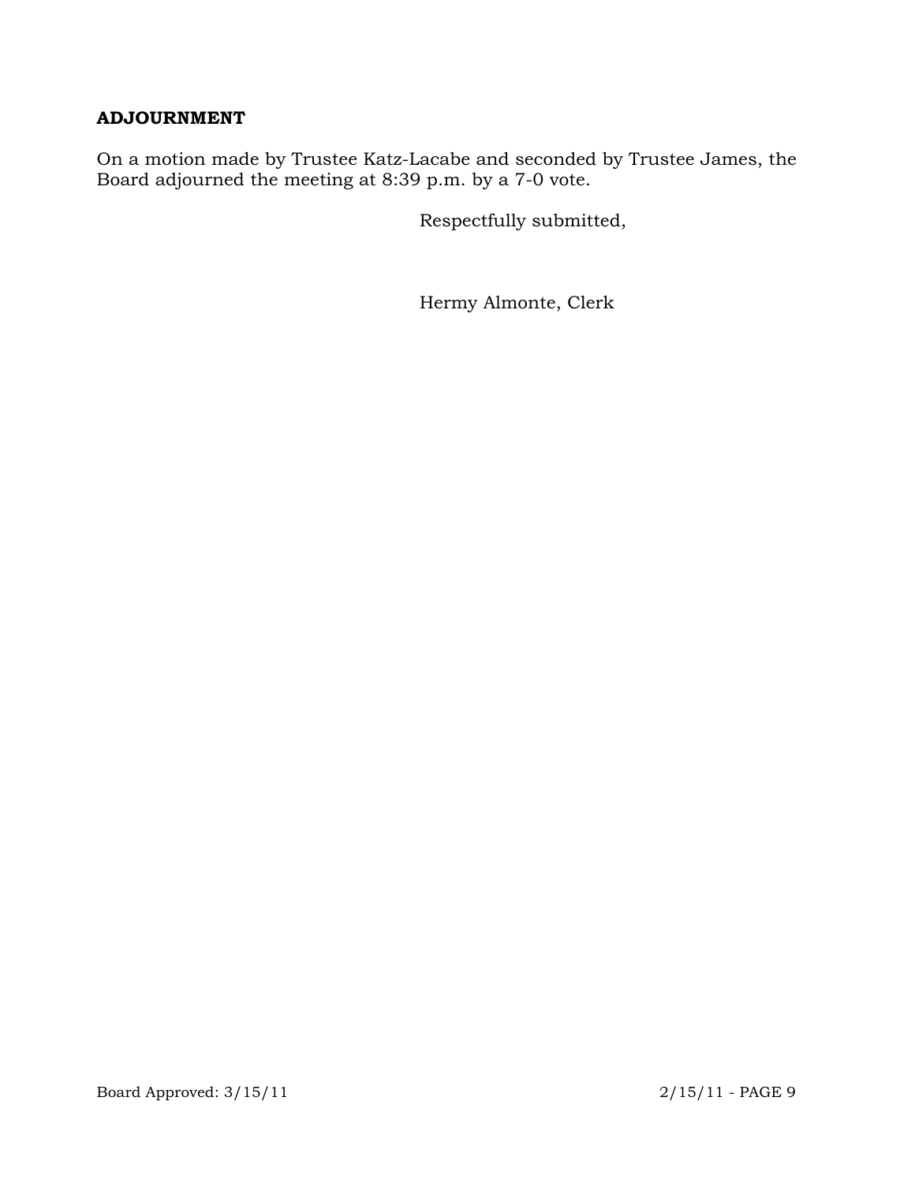**ADJOURNMENT**

On a motion made by Trustee Katz-Lacabe and seconded by Trustee James, the Board adjourned the meeting at 8:39 p.m. by a 7-0 vote.

Respectfully submitted,

Hermy Almonte, Clerk